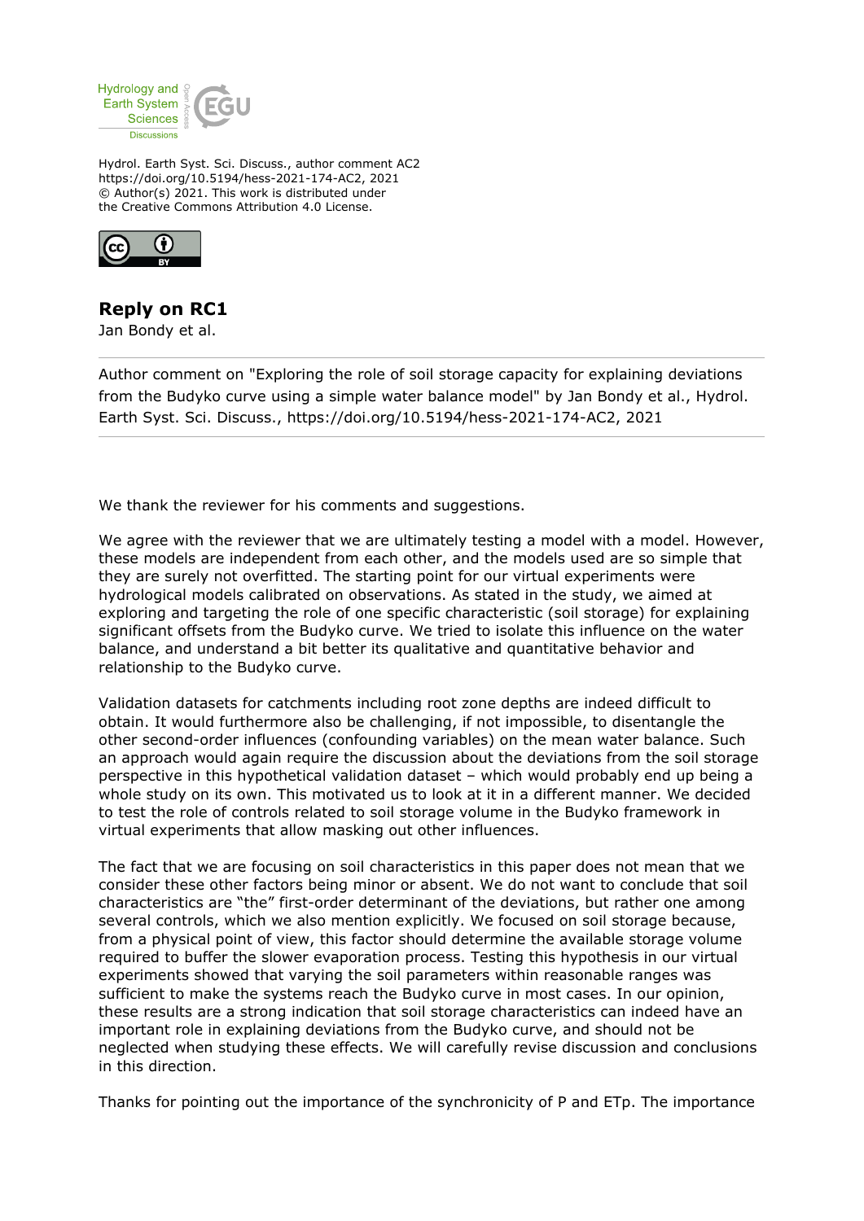Hydrol. Earth Syst. Sci. Discuss., author comment AC2
https://doi.org/10.5194/hess-2021-174-AC2, 2021
© Author(s) 2021. This work is distributed under
the Creative Commons Attribution 4.0 License.

## Reply on RC1

Jan Bondy et al.

Author comment on "Exploring the role of soil storage capacity for explaining deviations from the Budyko curve using a simple water balance model" by Jan Bondy et al., Hydrol. Earth Syst. Sci. Discuss., https://doi.org/10.5194/hess-2021-174-AC2, 2021

We thank the reviewer for his comments and suggestions.

We agree with the reviewer that we are ultimately testing a model with a model. However, these models are independent from each other, and the models used are so simple that they are surely not overfitted. The starting point for our virtual experiments were hydrological models calibrated on observations. As stated in the study, we aimed at exploring and targeting the role of one specific characteristic (soil storage) for explaining significant offsets from the Budyko curve. We tried to isolate this influence on the water balance, and understand a bit better its qualitative and quantitative behavior and relationship to the Budyko curve.

Validation datasets for catchments including root zone depths are indeed difficult to obtain. It would furthermore also be challenging, if not impossible, to disentangle the other second-order influences (confounding variables) on the mean water balance. Such an approach would again require the discussion about the deviations from the soil storage perspective in this hypothetical validation dataset – which would probably end up being a whole study on its own. This motivated us to look at it in a different manner. We decided to test the role of controls related to soil storage volume in the Budyko framework in virtual experiments that allow masking out other influences.

The fact that we are focusing on soil characteristics in this paper does not mean that we consider these other factors being minor or absent. We do not want to conclude that soil characteristics are "the" first-order determinant of the deviations, but rather one among several controls, which we also mention explicitly. We focused on soil storage because, from a physical point of view, this factor should determine the available storage volume required to buffer the slower evaporation process. Testing this hypothesis in our virtual experiments showed that varying the soil parameters within reasonable ranges was sufficient to make the systems reach the Budyko curve in most cases. In our opinion, these results are a strong indication that soil storage characteristics can indeed have an important role in explaining deviations from the Budyko curve, and should not be neglected when studying these effects. We will carefully revise discussion and conclusions in this direction.

Thanks for pointing out the importance of the synchronicity of P and ETp. The importance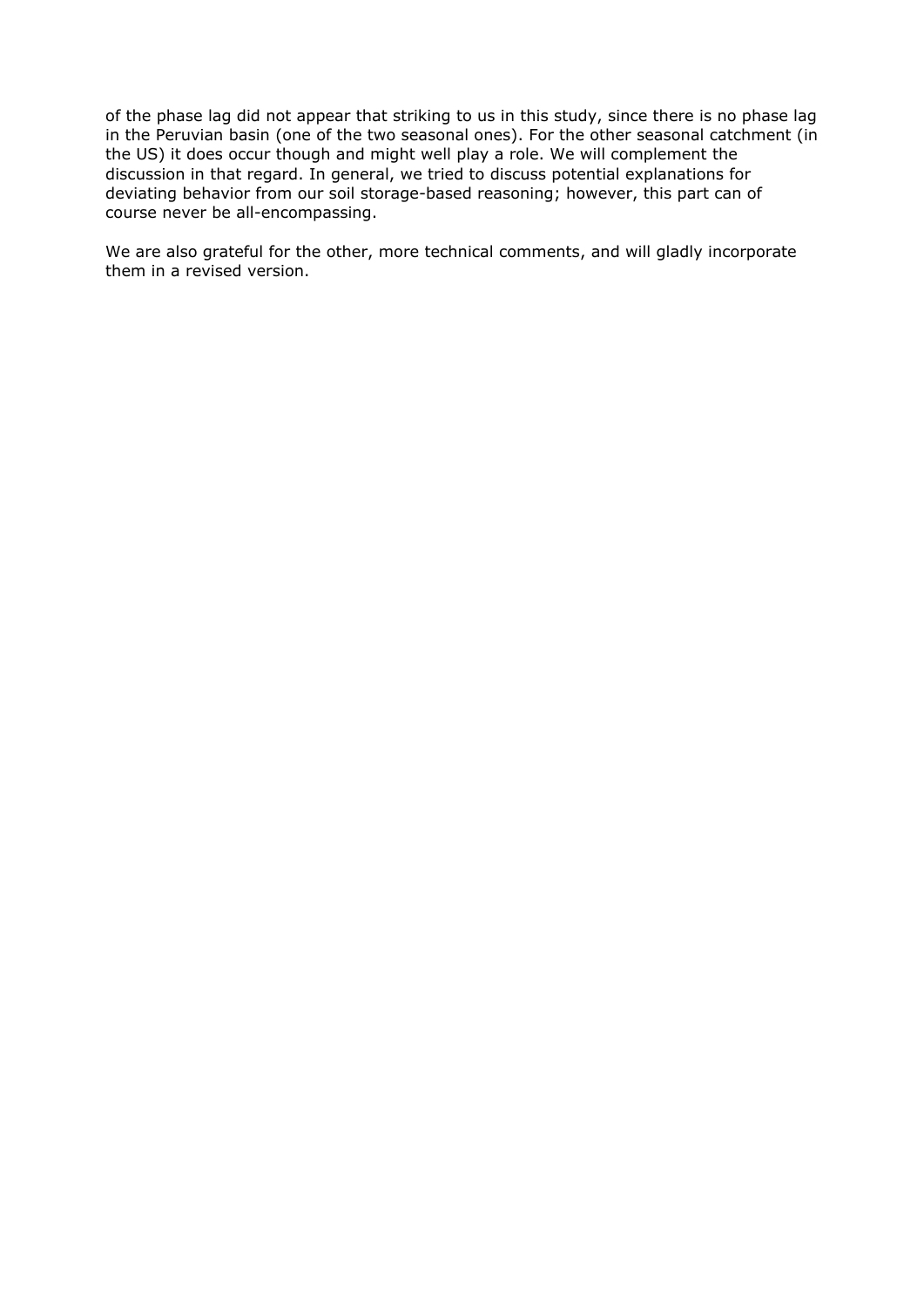of the phase lag did not appear that striking to us in this study, since there is no phase lag in the Peruvian basin (one of the two seasonal ones). For the other seasonal catchment (in the US) it does occur though and might well play a role. We will complement the discussion in that regard. In general, we tried to discuss potential explanations for deviating behavior from our soil storage-based reasoning; however, this part can of course never be all-encompassing.

We are also grateful for the other, more technical comments, and will gladly incorporate them in a revised version.